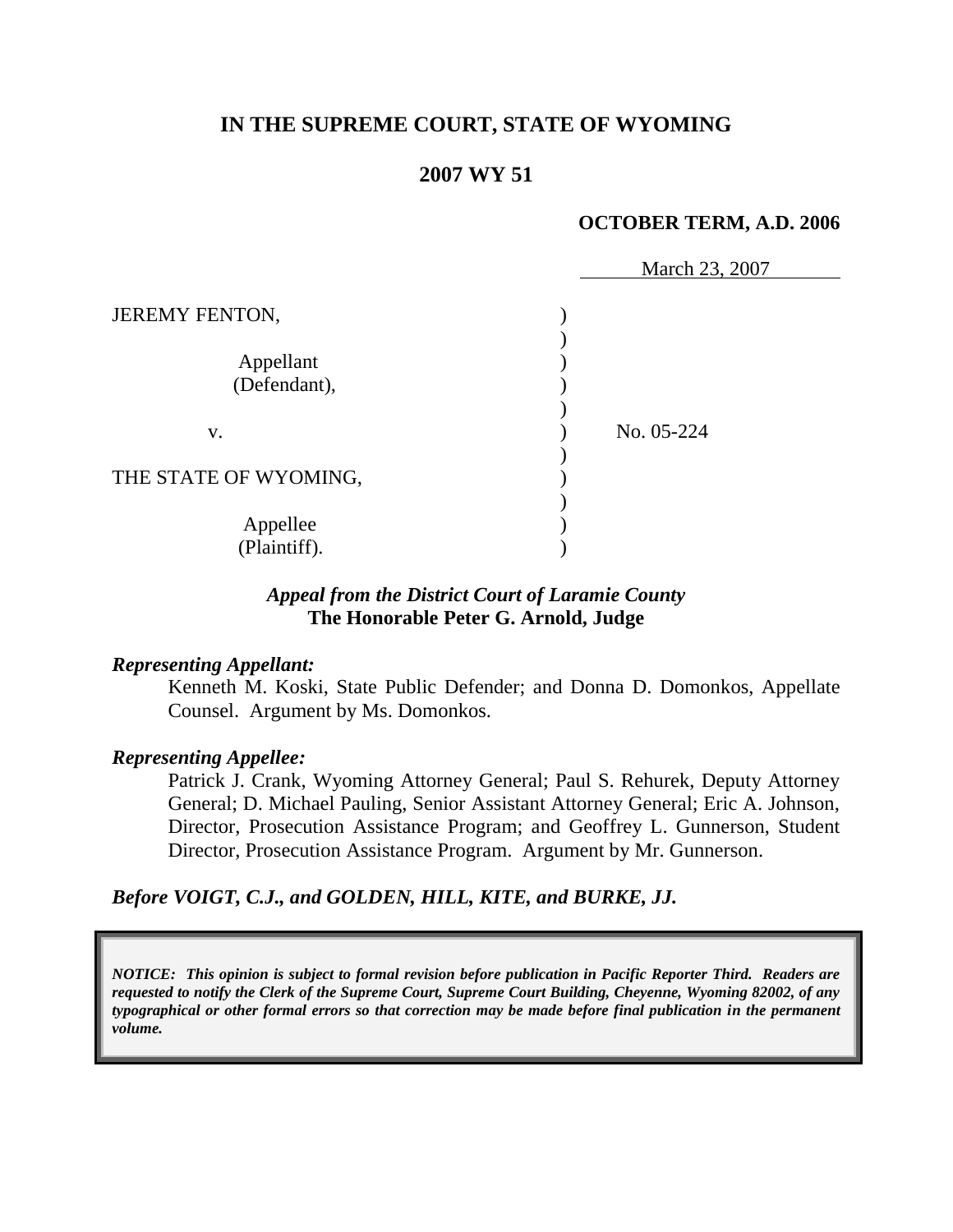# IN THE SUPREME COURT, STATE OF WYOMING

## 2007 WY 51

**OCTOBER TERM, A.D. 2006**

March 23, 2007

| | | |
|---|---|---|
| JEREMY FENTON, | ) | |
| | ) | |
| Appellant (Defendant), | ) | |
| | ) | |
| v. | ) | No. 05-224 |
| | ) | |
| THE STATE OF WYOMING, | ) | |
| | ) | |
| Appellee (Plaintiff). | ) | |

***Appeal from the District Court of Laramie County***
**The Honorable Peter G. Arnold, Judge**

***Representing Appellant:***

Kenneth M. Koski, State Public Defender; and Donna D. Domonkos, Appellate Counsel. Argument by Ms. Domonkos.

***Representing Appellee:***

Patrick J. Crank, Wyoming Attorney General; Paul S. Rehurek, Deputy Attorney General; D. Michael Pauling, Senior Assistant Attorney General; Eric A. Johnson, Director, Prosecution Assistance Program; and Geoffrey L. Gunnerson, Student Director, Prosecution Assistance Program. Argument by Mr. Gunnerson.

***Before VOIGT, C.J., and GOLDEN, HILL, KITE, and BURKE, JJ.***

***NOTICE: This opinion is subject to formal revision before publication in Pacific Reporter Third. Readers are requested to notify the Clerk of the Supreme Court, Supreme Court Building, Cheyenne, Wyoming 82002, of any typographical or other formal errors so that correction may be made before final publication in the permanent volume.***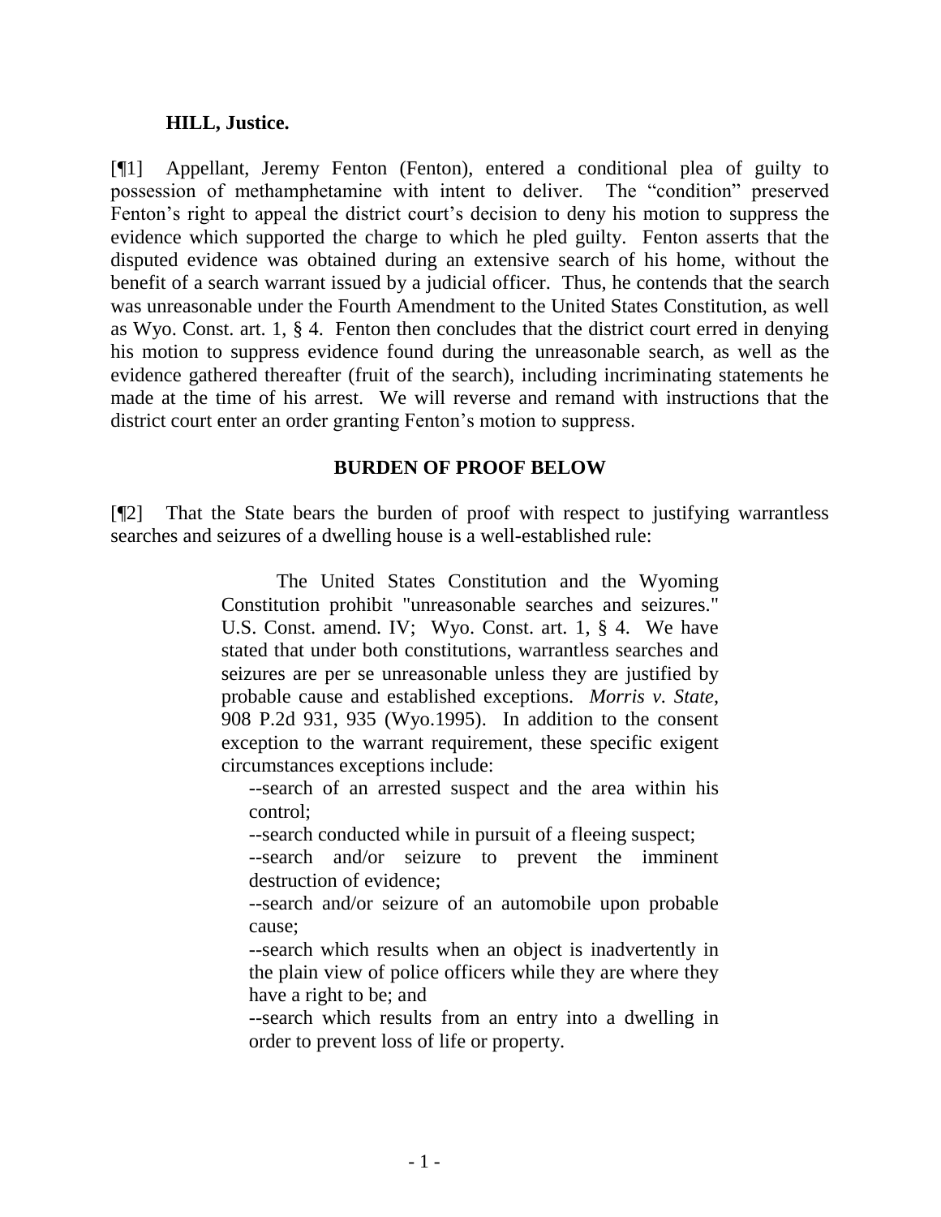**HILL, Justice.**

[¶1] Appellant, Jeremy Fenton (Fenton), entered a conditional plea of guilty to possession of methamphetamine with intent to deliver. The "condition" preserved Fenton's right to appeal the district court's decision to deny his motion to suppress the evidence which supported the charge to which he pled guilty. Fenton asserts that the disputed evidence was obtained during an extensive search of his home, without the benefit of a search warrant issued by a judicial officer. Thus, he contends that the search was unreasonable under the Fourth Amendment to the United States Constitution, as well as Wyo. Const. art. 1, § 4. Fenton then concludes that the district court erred in denying his motion to suppress evidence found during the unreasonable search, as well as the evidence gathered thereafter (fruit of the search), including incriminating statements he made at the time of his arrest. We will reverse and remand with instructions that the district court enter an order granting Fenton's motion to suppress.

## BURDEN OF PROOF BELOW

[¶2] That the State bears the burden of proof with respect to justifying warrantless searches and seizures of a dwelling house is a well-established rule:

> The United States Constitution and the Wyoming Constitution prohibit "unreasonable searches and seizures." U.S. Const. amend. IV; Wyo. Const. art. 1, § 4. We have stated that under both constitutions, warrantless searches and seizures are per se unreasonable unless they are justified by probable cause and established exceptions. *Morris v. State*, 908 P.2d 931, 935 (Wyo.1995). In addition to the consent exception to the warrant requirement, these specific exigent circumstances exceptions include:
>
> --search of an arrested suspect and the area within his control;
>
> --search conducted while in pursuit of a fleeing suspect;
>
> --search and/or seizure to prevent the imminent destruction of evidence;
>
> --search and/or seizure of an automobile upon probable cause;
>
> --search which results when an object is inadvertently in the plain view of police officers while they are where they have a right to be; and
>
> --search which results from an entry into a dwelling in order to prevent loss of life or property.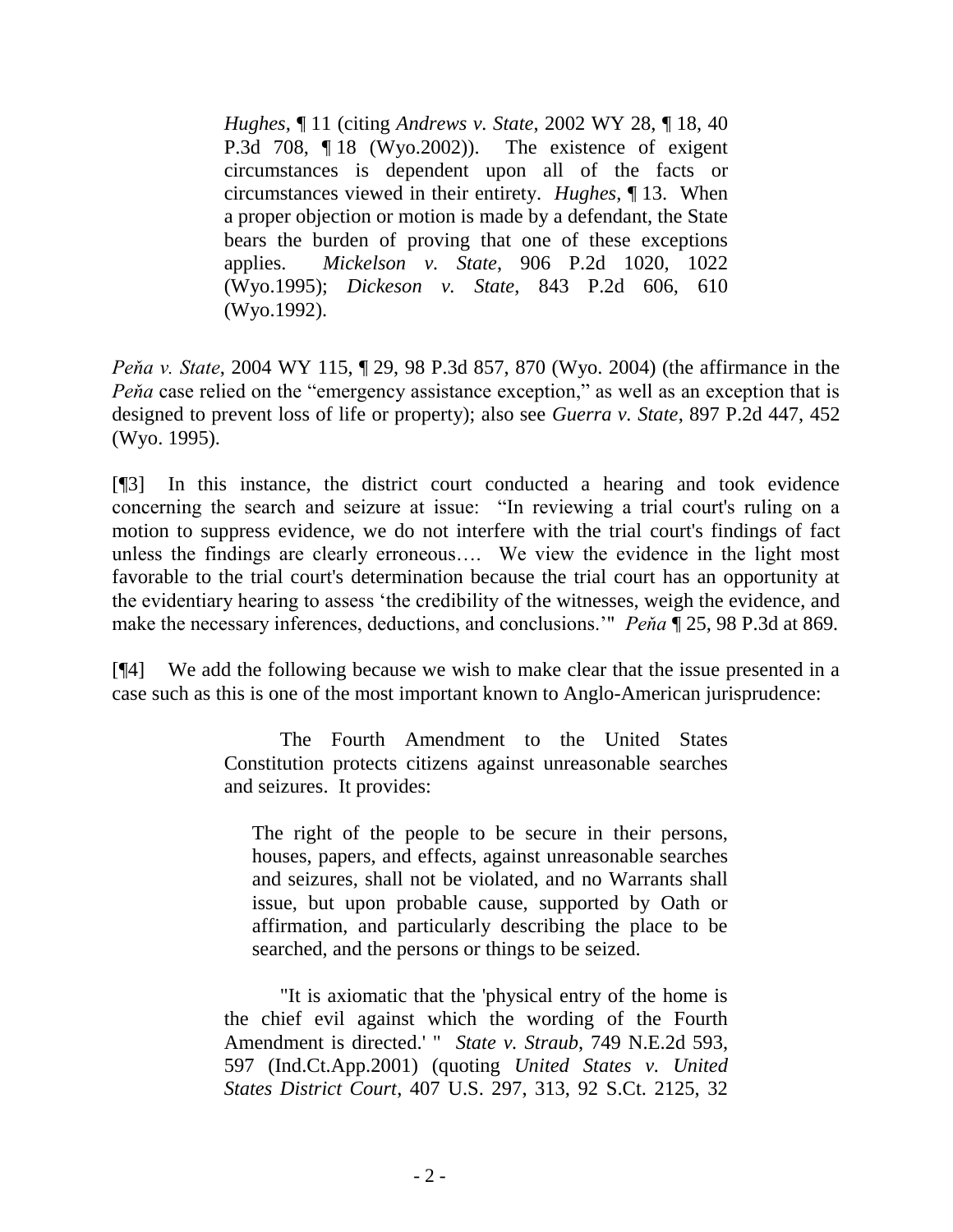> *Hughes*, ¶ 11 (citing *Andrews v. State*, 2002 WY 28, ¶ 18, 40 P.3d 708, ¶ 18 (Wyo.2002)). The existence of exigent circumstances is dependent upon all of the facts or circumstances viewed in their entirety. *Hughes*, ¶ 13. When a proper objection or motion is made by a defendant, the State bears the burden of proving that one of these exceptions applies. *Mickelson v. State*, 906 P.2d 1020, 1022 (Wyo.1995); *Dickeson v. State*, 843 P.2d 606, 610 (Wyo.1992).

*Peňa v. State*, 2004 WY 115, ¶ 29, 98 P.3d 857, 870 (Wyo. 2004) (the affirmance in the *Peňa* case relied on the "emergency assistance exception," as well as an exception that is designed to prevent loss of life or property); also see *Guerra v. State*, 897 P.2d 447, 452 (Wyo. 1995).

[¶3] In this instance, the district court conducted a hearing and took evidence concerning the search and seizure at issue: "In reviewing a trial court's ruling on a motion to suppress evidence, we do not interfere with the trial court's findings of fact unless the findings are clearly erroneous…. We view the evidence in the light most favorable to the trial court's determination because the trial court has an opportunity at the evidentiary hearing to assess 'the credibility of the witnesses, weigh the evidence, and make the necessary inferences, deductions, and conclusions.'" *Peňa* ¶ 25, 98 P.3d at 869.

[¶4] We add the following because we wish to make clear that the issue presented in a case such as this is one of the most important known to Anglo-American jurisprudence:

> The Fourth Amendment to the United States Constitution protects citizens against unreasonable searches and seizures. It provides:
>
> > The right of the people to be secure in their persons, houses, papers, and effects, against unreasonable searches and seizures, shall not be violated, and no Warrants shall issue, but upon probable cause, supported by Oath or affirmation, and particularly describing the place to be searched, and the persons or things to be seized.
>
> "It is axiomatic that the 'physical entry of the home is the chief evil against which the wording of the Fourth Amendment is directed.' " *State v. Straub*, 749 N.E.2d 593, 597 (Ind.Ct.App.2001) (quoting *United States v. United States District Court*, 407 U.S. 297, 313, 92 S.Ct. 2125, 32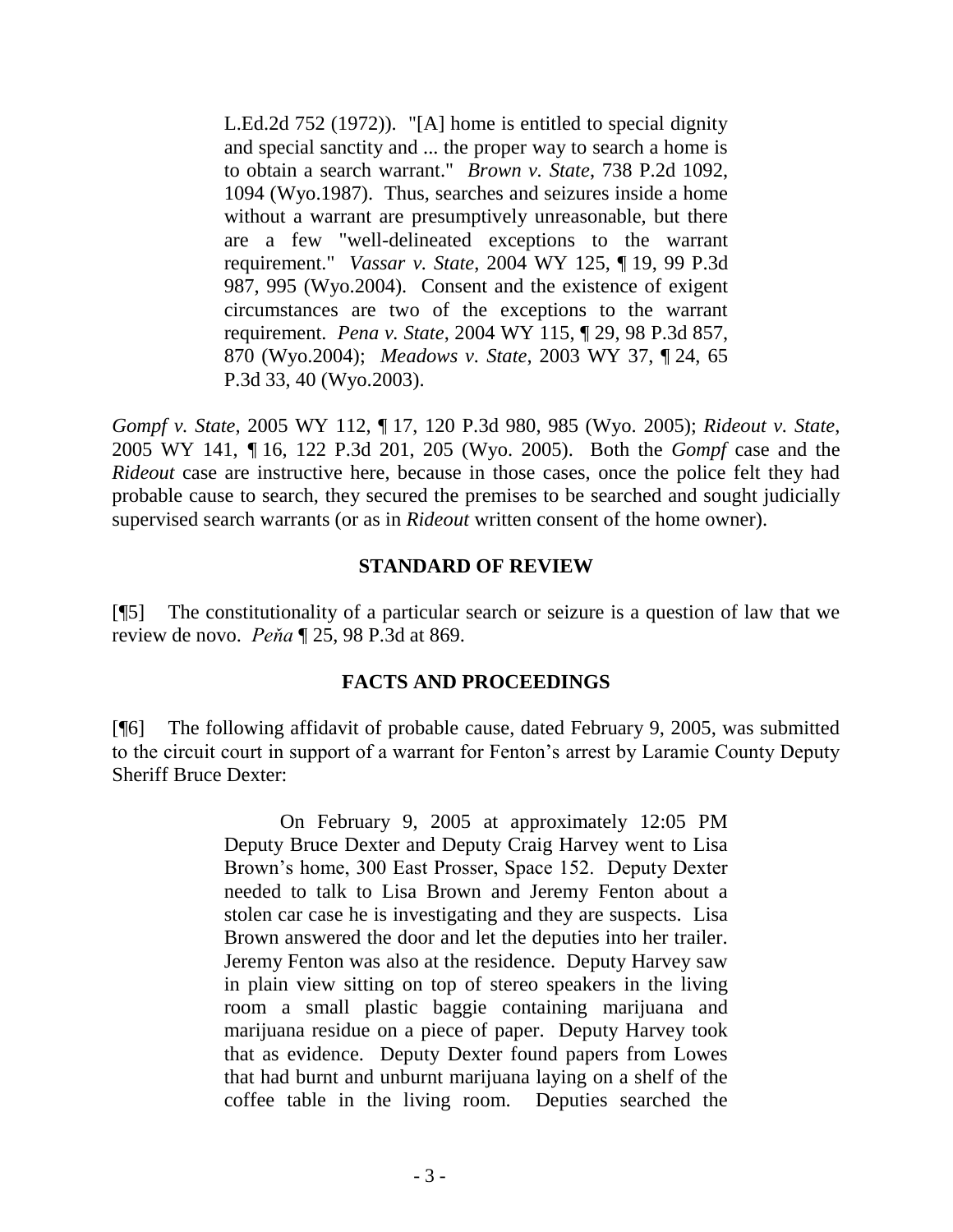> L.Ed.2d 752 (1972)). "[A] home is entitled to special dignity and special sanctity and ... the proper way to search a home is to obtain a search warrant." *Brown v. State*, 738 P.2d 1092, 1094 (Wyo.1987). Thus, searches and seizures inside a home without a warrant are presumptively unreasonable, but there are a few "well-delineated exceptions to the warrant requirement." *Vassar v. State*, 2004 WY 125, ¶ 19, 99 P.3d 987, 995 (Wyo.2004). Consent and the existence of exigent circumstances are two of the exceptions to the warrant requirement. *Pena v. State*, 2004 WY 115, ¶ 29, 98 P.3d 857, 870 (Wyo.2004); *Meadows v. State*, 2003 WY 37, ¶ 24, 65 P.3d 33, 40 (Wyo.2003).

*Gompf v. State*, 2005 WY 112, ¶ 17, 120 P.3d 980, 985 (Wyo. 2005); *Rideout v. State*, 2005 WY 141, ¶ 16, 122 P.3d 201, 205 (Wyo. 2005). Both the *Gompf* case and the *Rideout* case are instructive here, because in those cases, once the police felt they had probable cause to search, they secured the premises to be searched and sought judicially supervised search warrants (or as in *Rideout* written consent of the home owner).

## STANDARD OF REVIEW

[¶5] The constitutionality of a particular search or seizure is a question of law that we review de novo. *Peňa* ¶ 25, 98 P.3d at 869.

## FACTS AND PROCEEDINGS

[¶6] The following affidavit of probable cause, dated February 9, 2005, was submitted to the circuit court in support of a warrant for Fenton's arrest by Laramie County Deputy Sheriff Bruce Dexter:

> On February 9, 2005 at approximately 12:05 PM Deputy Bruce Dexter and Deputy Craig Harvey went to Lisa Brown's home, 300 East Prosser, Space 152. Deputy Dexter needed to talk to Lisa Brown and Jeremy Fenton about a stolen car case he is investigating and they are suspects. Lisa Brown answered the door and let the deputies into her trailer. Jeremy Fenton was also at the residence. Deputy Harvey saw in plain view sitting on top of stereo speakers in the living room a small plastic baggie containing marijuana and marijuana residue on a piece of paper. Deputy Harvey took that as evidence. Deputy Dexter found papers from Lowes that had burnt and unburnt marijuana laying on a shelf of the coffee table in the living room. Deputies searched the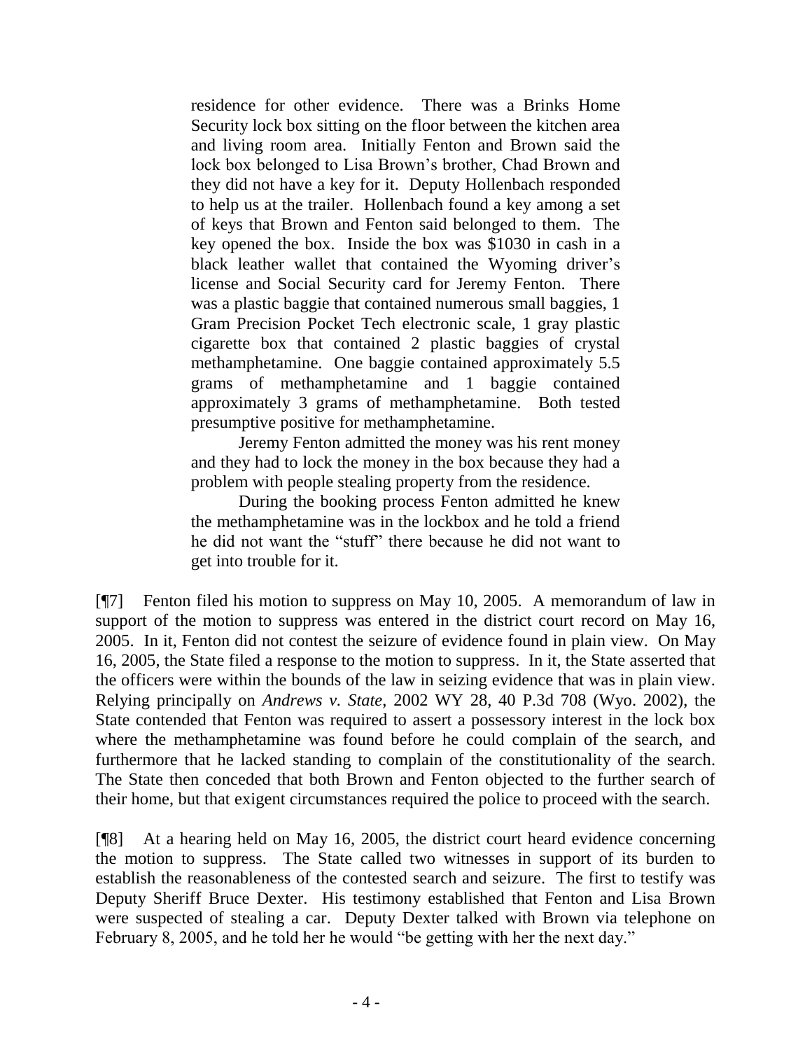> residence for other evidence. There was a Brinks Home Security lock box sitting on the floor between the kitchen area and living room area. Initially Fenton and Brown said the lock box belonged to Lisa Brown's brother, Chad Brown and they did not have a key for it. Deputy Hollenbach responded to help us at the trailer. Hollenbach found a key among a set of keys that Brown and Fenton said belonged to them. The key opened the box. Inside the box was $1030 in cash in a black leather wallet that contained the Wyoming driver's license and Social Security card for Jeremy Fenton. There was a plastic baggie that contained numerous small baggies, 1 Gram Precision Pocket Tech electronic scale, 1 gray plastic cigarette box that contained 2 plastic baggies of crystal methamphetamine. One baggie contained approximately 5.5 grams of methamphetamine and 1 baggie contained approximately 3 grams of methamphetamine. Both tested presumptive positive for methamphetamine.
>
> Jeremy Fenton admitted the money was his rent money and they had to lock the money in the box because they had a problem with people stealing property from the residence.
>
> During the booking process Fenton admitted he knew the methamphetamine was in the lockbox and he told a friend he did not want the "stuff" there because he did not want to get into trouble for it.

[¶7] Fenton filed his motion to suppress on May 10, 2005. A memorandum of law in support of the motion to suppress was entered in the district court record on May 16, 2005. In it, Fenton did not contest the seizure of evidence found in plain view. On May 16, 2005, the State filed a response to the motion to suppress. In it, the State asserted that the officers were within the bounds of the law in seizing evidence that was in plain view. Relying principally on *Andrews v. State*, 2002 WY 28, 40 P.3d 708 (Wyo. 2002), the State contended that Fenton was required to assert a possessory interest in the lock box where the methamphetamine was found before he could complain of the search, and furthermore that he lacked standing to complain of the constitutionality of the search. The State then conceded that both Brown and Fenton objected to the further search of their home, but that exigent circumstances required the police to proceed with the search.

[¶8] At a hearing held on May 16, 2005, the district court heard evidence concerning the motion to suppress. The State called two witnesses in support of its burden to establish the reasonableness of the contested search and seizure. The first to testify was Deputy Sheriff Bruce Dexter. His testimony established that Fenton and Lisa Brown were suspected of stealing a car. Deputy Dexter talked with Brown via telephone on February 8, 2005, and he told her he would "be getting with her the next day."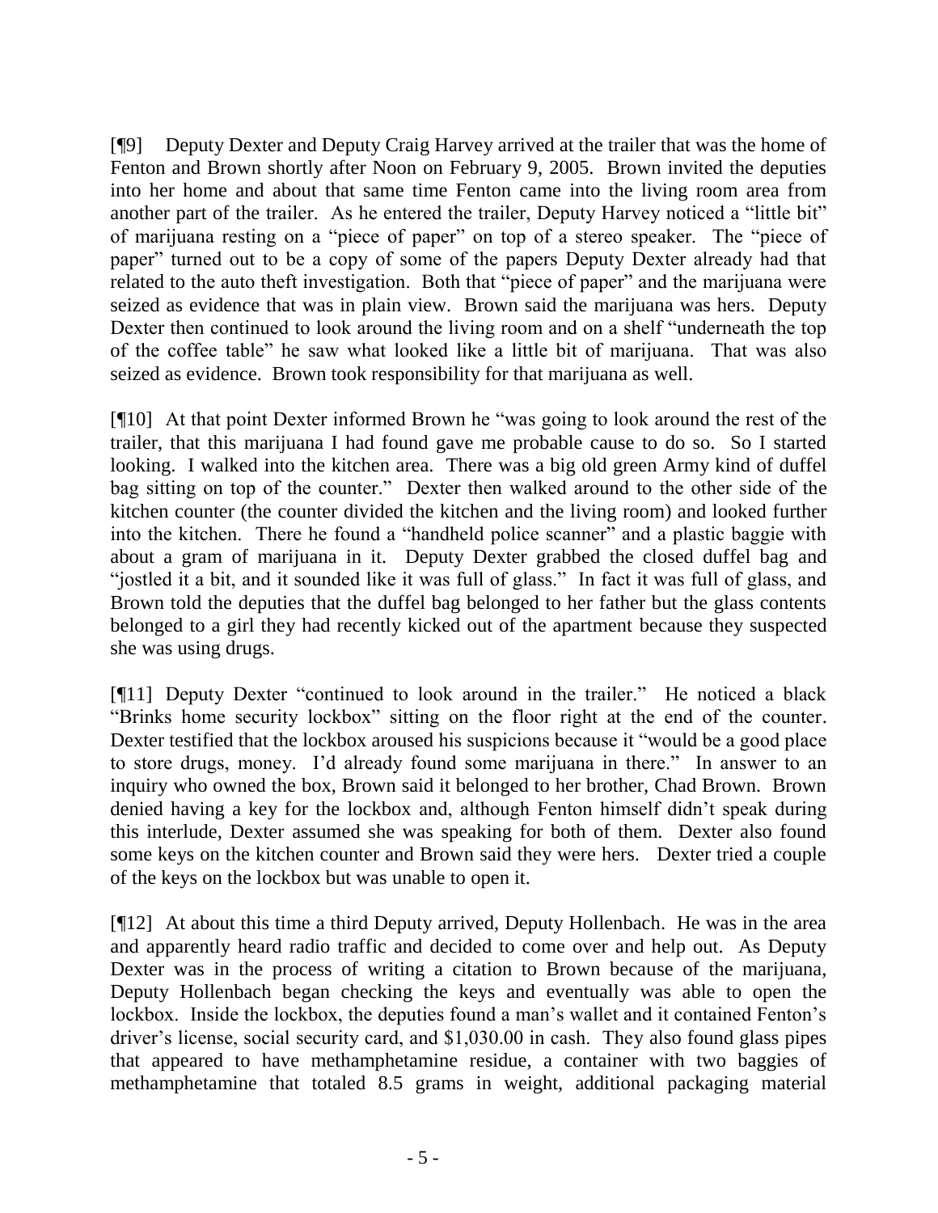[¶9] Deputy Dexter and Deputy Craig Harvey arrived at the trailer that was the home of Fenton and Brown shortly after Noon on February 9, 2005. Brown invited the deputies into her home and about that same time Fenton came into the living room area from another part of the trailer. As he entered the trailer, Deputy Harvey noticed a "little bit" of marijuana resting on a "piece of paper" on top of a stereo speaker. The "piece of paper" turned out to be a copy of some of the papers Deputy Dexter already had that related to the auto theft investigation. Both that "piece of paper" and the marijuana were seized as evidence that was in plain view. Brown said the marijuana was hers. Deputy Dexter then continued to look around the living room and on a shelf "underneath the top of the coffee table" he saw what looked like a little bit of marijuana. That was also seized as evidence. Brown took responsibility for that marijuana as well.

[¶10] At that point Dexter informed Brown he "was going to look around the rest of the trailer, that this marijuana I had found gave me probable cause to do so. So I started looking. I walked into the kitchen area. There was a big old green Army kind of duffel bag sitting on top of the counter." Dexter then walked around to the other side of the kitchen counter (the counter divided the kitchen and the living room) and looked further into the kitchen. There he found a "handheld police scanner" and a plastic baggie with about a gram of marijuana in it. Deputy Dexter grabbed the closed duffel bag and "jostled it a bit, and it sounded like it was full of glass." In fact it was full of glass, and Brown told the deputies that the duffel bag belonged to her father but the glass contents belonged to a girl they had recently kicked out of the apartment because they suspected she was using drugs.

[¶11] Deputy Dexter "continued to look around in the trailer." He noticed a black "Brinks home security lockbox" sitting on the floor right at the end of the counter. Dexter testified that the lockbox aroused his suspicions because it "would be a good place to store drugs, money. I'd already found some marijuana in there." In answer to an inquiry who owned the box, Brown said it belonged to her brother, Chad Brown. Brown denied having a key for the lockbox and, although Fenton himself didn't speak during this interlude, Dexter assumed she was speaking for both of them. Dexter also found some keys on the kitchen counter and Brown said they were hers. Dexter tried a couple of the keys on the lockbox but was unable to open it.

[¶12] At about this time a third Deputy arrived, Deputy Hollenbach. He was in the area and apparently heard radio traffic and decided to come over and help out. As Deputy Dexter was in the process of writing a citation to Brown because of the marijuana, Deputy Hollenbach began checking the keys and eventually was able to open the lockbox. Inside the lockbox, the deputies found a man's wallet and it contained Fenton's driver's license, social security card, and $1,030.00 in cash. They also found glass pipes that appeared to have methamphetamine residue, a container with two baggies of methamphetamine that totaled 8.5 grams in weight, additional packaging material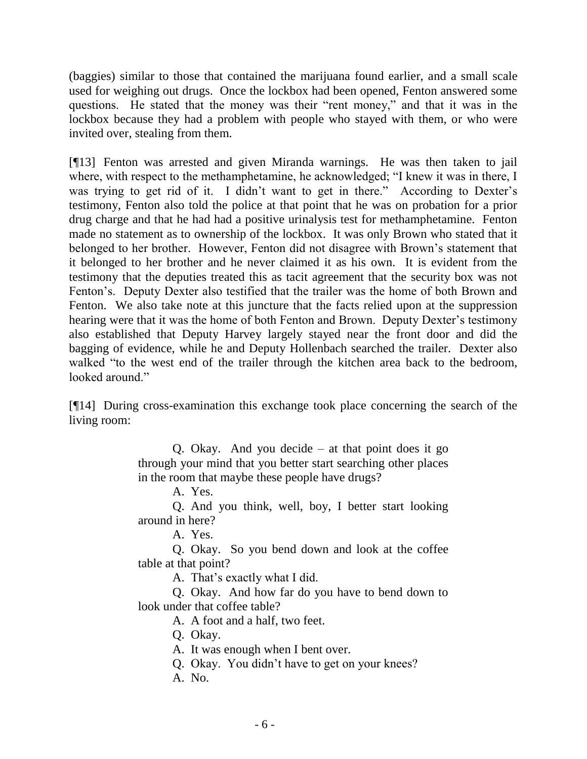(baggies) similar to those that contained the marijuana found earlier, and a small scale used for weighing out drugs. Once the lockbox had been opened, Fenton answered some questions. He stated that the money was their "rent money," and that it was in the lockbox because they had a problem with people who stayed with them, or who were invited over, stealing from them.

[¶13] Fenton was arrested and given Miranda warnings. He was then taken to jail where, with respect to the methamphetamine, he acknowledged; "I knew it was in there, I was trying to get rid of it. I didn't want to get in there." According to Dexter's testimony, Fenton also told the police at that point that he was on probation for a prior drug charge and that he had had a positive urinalysis test for methamphetamine. Fenton made no statement as to ownership of the lockbox. It was only Brown who stated that it belonged to her brother. However, Fenton did not disagree with Brown's statement that it belonged to her brother and he never claimed it as his own. It is evident from the testimony that the deputies treated this as tacit agreement that the security box was not Fenton's. Deputy Dexter also testified that the trailer was the home of both Brown and Fenton. We also take note at this juncture that the facts relied upon at the suppression hearing were that it was the home of both Fenton and Brown. Deputy Dexter's testimony also established that Deputy Harvey largely stayed near the front door and did the bagging of evidence, while he and Deputy Hollenbach searched the trailer. Dexter also walked "to the west end of the trailer through the kitchen area back to the bedroom, looked around."

[¶14] During cross-examination this exchange took place concerning the search of the living room:

> Q. Okay. And you decide – at that point does it go through your mind that you better start searching other places in the room that maybe these people have drugs?
>
> A. Yes.
>
> Q. And you think, well, boy, I better start looking around in here?
>
> A. Yes.
>
> Q. Okay. So you bend down and look at the coffee table at that point?
>
> A. That's exactly what I did.
>
> Q. Okay. And how far do you have to bend down to look under that coffee table?
>
> A. A foot and a half, two feet.
>
> Q. Okay.
>
> A. It was enough when I bent over.
>
> Q. Okay. You didn't have to get on your knees?
>
> A. No.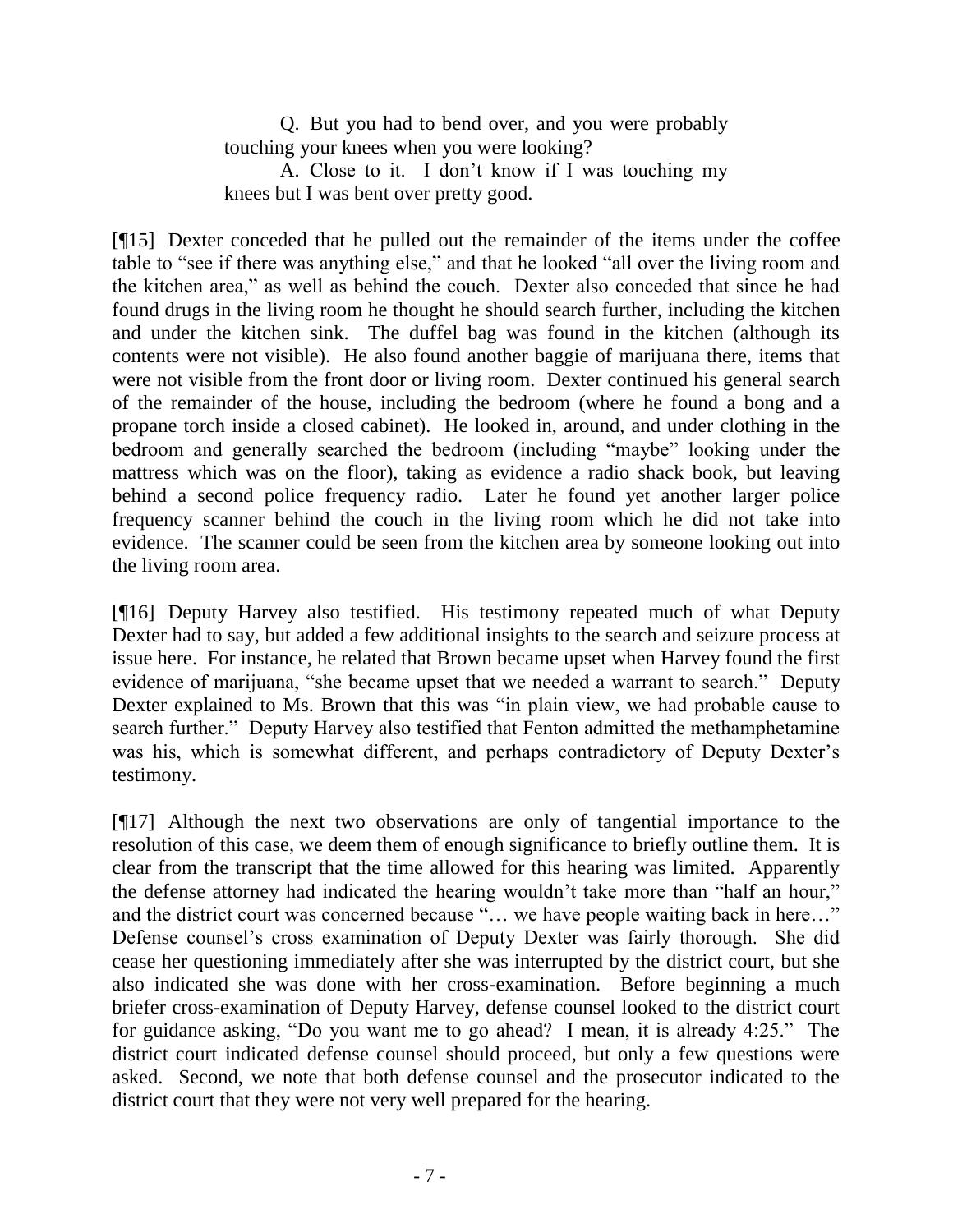> Q. But you had to bend over, and you were probably touching your knees when you were looking?
>
> A. Close to it. I don't know if I was touching my knees but I was bent over pretty good.

[¶15] Dexter conceded that he pulled out the remainder of the items under the coffee table to "see if there was anything else," and that he looked "all over the living room and the kitchen area," as well as behind the couch. Dexter also conceded that since he had found drugs in the living room he thought he should search further, including the kitchen and under the kitchen sink. The duffel bag was found in the kitchen (although its contents were not visible). He also found another baggie of marijuana there, items that were not visible from the front door or living room. Dexter continued his general search of the remainder of the house, including the bedroom (where he found a bong and a propane torch inside a closed cabinet). He looked in, around, and under clothing in the bedroom and generally searched the bedroom (including "maybe" looking under the mattress which was on the floor), taking as evidence a radio shack book, but leaving behind a second police frequency radio. Later he found yet another larger police frequency scanner behind the couch in the living room which he did not take into evidence. The scanner could be seen from the kitchen area by someone looking out into the living room area.

[¶16] Deputy Harvey also testified. His testimony repeated much of what Deputy Dexter had to say, but added a few additional insights to the search and seizure process at issue here. For instance, he related that Brown became upset when Harvey found the first evidence of marijuana, "she became upset that we needed a warrant to search." Deputy Dexter explained to Ms. Brown that this was "in plain view, we had probable cause to search further." Deputy Harvey also testified that Fenton admitted the methamphetamine was his, which is somewhat different, and perhaps contradictory of Deputy Dexter's testimony.

[¶17] Although the next two observations are only of tangential importance to the resolution of this case, we deem them of enough significance to briefly outline them. It is clear from the transcript that the time allowed for this hearing was limited. Apparently the defense attorney had indicated the hearing wouldn't take more than "half an hour," and the district court was concerned because "… we have people waiting back in here…" Defense counsel's cross examination of Deputy Dexter was fairly thorough. She did cease her questioning immediately after she was interrupted by the district court, but she also indicated she was done with her cross-examination. Before beginning a much briefer cross-examination of Deputy Harvey, defense counsel looked to the district court for guidance asking, "Do you want me to go ahead? I mean, it is already 4:25." The district court indicated defense counsel should proceed, but only a few questions were asked. Second, we note that both defense counsel and the prosecutor indicated to the district court that they were not very well prepared for the hearing.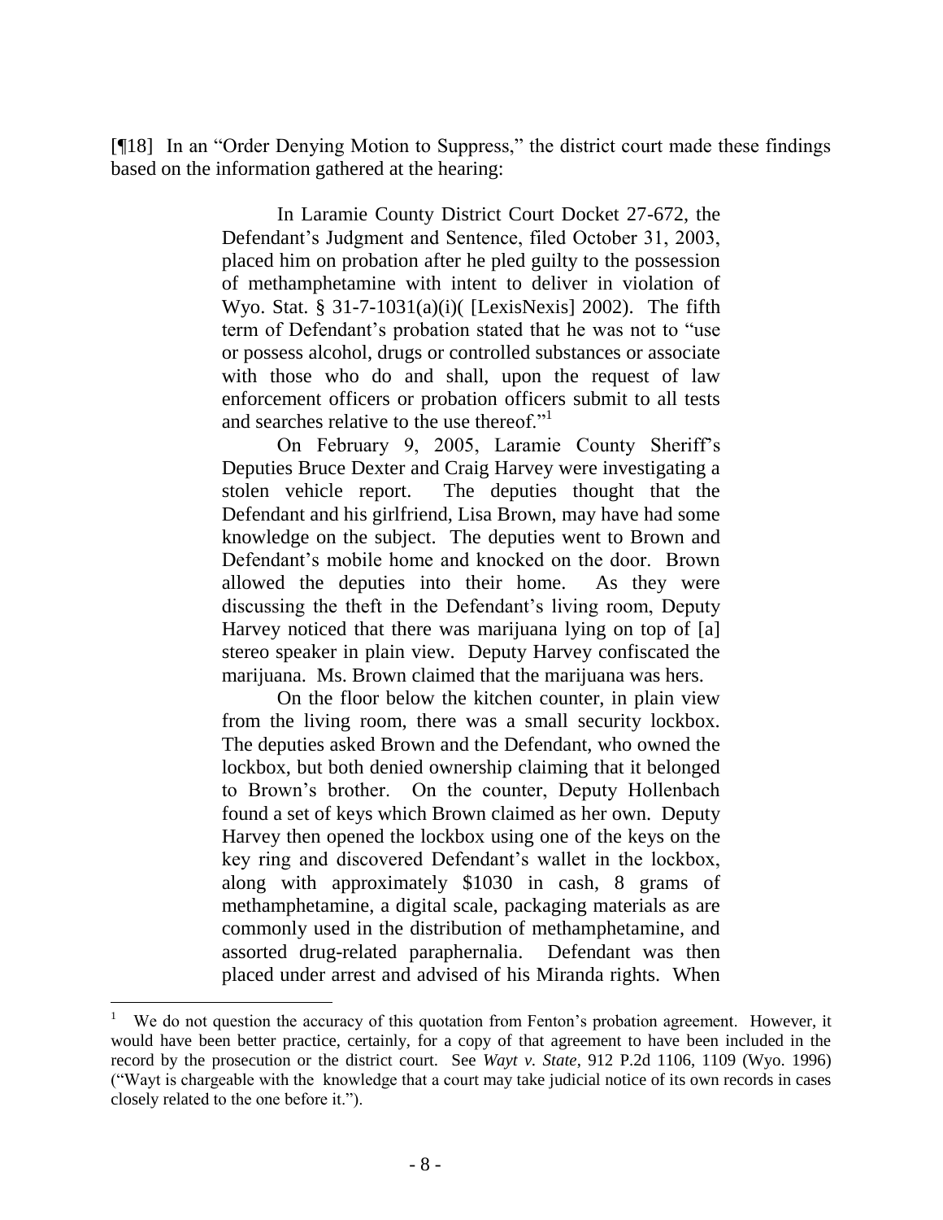[¶18] In an "Order Denying Motion to Suppress," the district court made these findings based on the information gathered at the hearing:

> In Laramie County District Court Docket 27-672, the Defendant's Judgment and Sentence, filed October 31, 2003, placed him on probation after he pled guilty to the possession of methamphetamine with intent to deliver in violation of Wyo. Stat. § 31-7-1031(a)(i)( [LexisNexis] 2002). The fifth term of Defendant's probation stated that he was not to "use or possess alcohol, drugs or controlled substances or associate with those who do and shall, upon the request of law enforcement officers or probation officers submit to all tests and searches relative to the use thereof."[1]
>
> On February 9, 2005, Laramie County Sheriff's Deputies Bruce Dexter and Craig Harvey were investigating a stolen vehicle report. The deputies thought that the Defendant and his girlfriend, Lisa Brown, may have had some knowledge on the subject. The deputies went to Brown and Defendant's mobile home and knocked on the door. Brown allowed the deputies into their home. As they were discussing the theft in the Defendant's living room, Deputy Harvey noticed that there was marijuana lying on top of [a] stereo speaker in plain view. Deputy Harvey confiscated the marijuana. Ms. Brown claimed that the marijuana was hers.
>
> On the floor below the kitchen counter, in plain view from the living room, there was a small security lockbox. The deputies asked Brown and the Defendant, who owned the lockbox, but both denied ownership claiming that it belonged to Brown's brother. On the counter, Deputy Hollenbach found a set of keys which Brown claimed as her own. Deputy Harvey then opened the lockbox using one of the keys on the key ring and discovered Defendant's wallet in the lockbox, along with approximately $1030 in cash, 8 grams of methamphetamine, a digital scale, packaging materials as are commonly used in the distribution of methamphetamine, and assorted drug-related paraphernalia. Defendant was then placed under arrest and advised of his Miranda rights. When

[1] We do not question the accuracy of this quotation from Fenton's probation agreement. However, it would have been better practice, certainly, for a copy of that agreement to have been included in the record by the prosecution or the district court. See *Wayt v. State*, 912 P.2d 1106, 1109 (Wyo. 1996) ("Wayt is chargeable with the knowledge that a court may take judicial notice of its own records in cases closely related to the one before it.").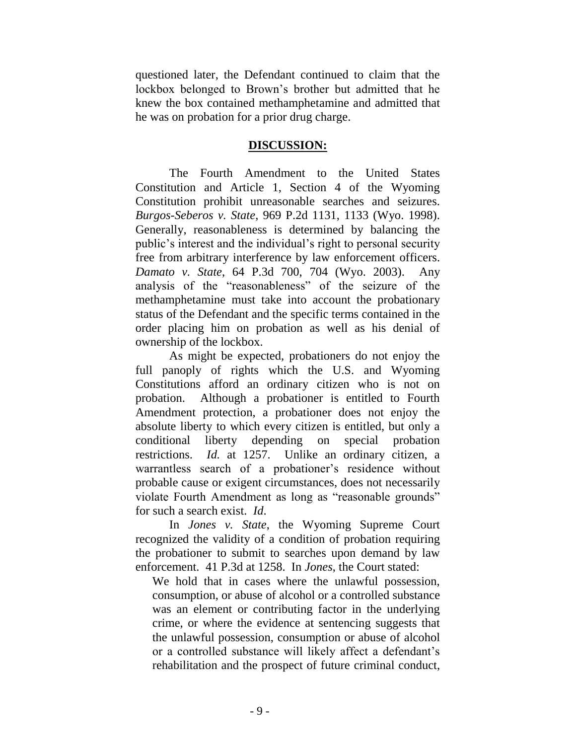questioned later, the Defendant continued to claim that the lockbox belonged to Brown's brother but admitted that he knew the box contained methamphetamine and admitted that he was on probation for a prior drug charge.

**DISCUSSION:**

The Fourth Amendment to the United States Constitution and Article 1, Section 4 of the Wyoming Constitution prohibit unreasonable searches and seizures. *Burgos-Seberos v. State*, 969 P.2d 1131, 1133 (Wyo. 1998). Generally, reasonableness is determined by balancing the public's interest and the individual's right to personal security free from arbitrary interference by law enforcement officers. *Damato v. State*, 64 P.3d 700, 704 (Wyo. 2003). Any analysis of the "reasonableness" of the seizure of the methamphetamine must take into account the probationary status of the Defendant and the specific terms contained in the order placing him on probation as well as his denial of ownership of the lockbox.

As might be expected, probationers do not enjoy the full panoply of rights which the U.S. and Wyoming Constitutions afford an ordinary citizen who is not on probation. Although a probationer is entitled to Fourth Amendment protection, a probationer does not enjoy the absolute liberty to which every citizen is entitled, but only a conditional liberty depending on special probation restrictions. *Id.* at 1257. Unlike an ordinary citizen, a warrantless search of a probationer's residence without probable cause or exigent circumstances, does not necessarily violate Fourth Amendment as long as "reasonable grounds" for such a search exist. *Id.*

In *Jones v. State*, the Wyoming Supreme Court recognized the validity of a condition of probation requiring the probationer to submit to searches upon demand by law enforcement. 41 P.3d at 1258. In *Jones*, the Court stated:

> We hold that in cases where the unlawful possession, consumption, or abuse of alcohol or a controlled substance was an element or contributing factor in the underlying crime, or where the evidence at sentencing suggests that the unlawful possession, consumption or abuse of alcohol or a controlled substance will likely affect a defendant's rehabilitation and the prospect of future criminal conduct,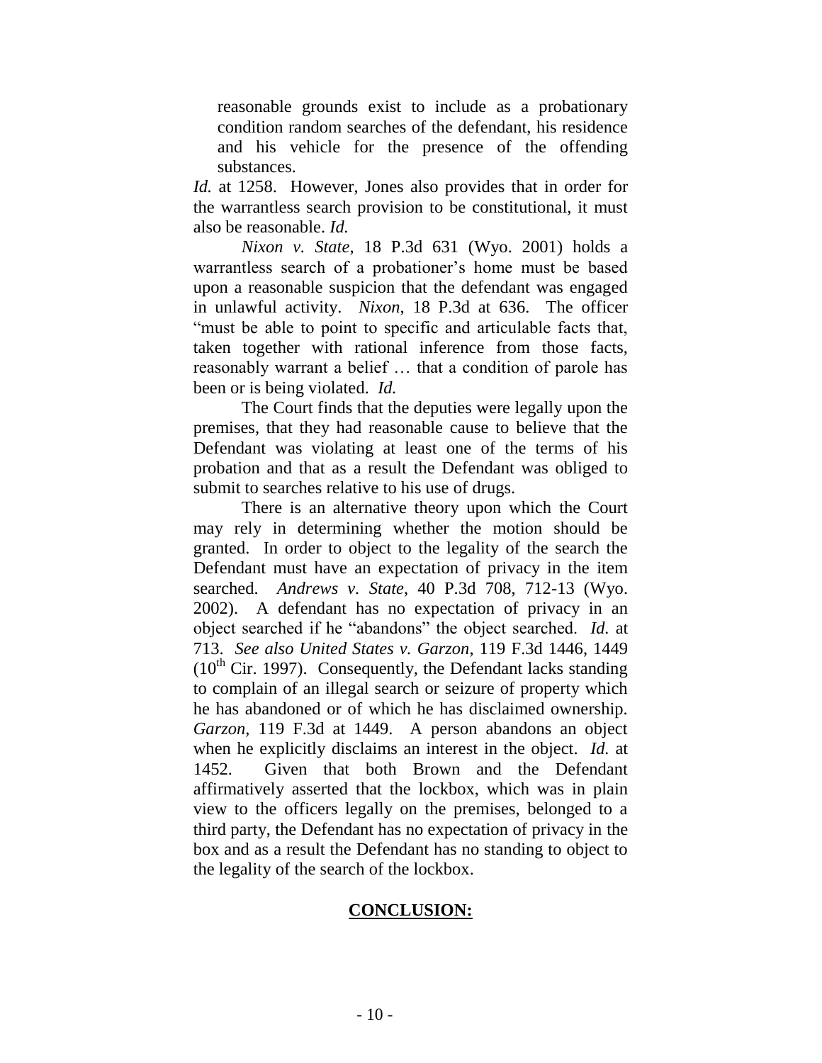> reasonable grounds exist to include as a probationary condition random searches of the defendant, his residence and his vehicle for the presence of the offending substances.

*Id.* at 1258. However, Jones also provides that in order for the warrantless search provision to be constitutional, it must also be reasonable. *Id.*

*Nixon v. State*, 18 P.3d 631 (Wyo. 2001) holds a warrantless search of a probationer's home must be based upon a reasonable suspicion that the defendant was engaged in unlawful activity. *Nixon*, 18 P.3d at 636. The officer "must be able to point to specific and articulable facts that, taken together with rational inference from those facts, reasonably warrant a belief … that a condition of parole has been or is being violated. *Id.*

The Court finds that the deputies were legally upon the premises, that they had reasonable cause to believe that the Defendant was violating at least one of the terms of his probation and that as a result the Defendant was obliged to submit to searches relative to his use of drugs.

There is an alternative theory upon which the Court may rely in determining whether the motion should be granted. In order to object to the legality of the search the Defendant must have an expectation of privacy in the item searched. *Andrews v. State*, 40 P.3d 708, 712-13 (Wyo. 2002). A defendant has no expectation of privacy in an object searched if he "abandons" the object searched. *Id.* at 713. *See also United States v. Garzon*, 119 F.3d 1446, 1449 (10th Cir. 1997). Consequently, the Defendant lacks standing to complain of an illegal search or seizure of property which he has abandoned or of which he has disclaimed ownership. *Garzon*, 119 F.3d at 1449. A person abandons an object when he explicitly disclaims an interest in the object. *Id.* at 1452. Given that both Brown and the Defendant affirmatively asserted that the lockbox, which was in plain view to the officers legally on the premises, belonged to a third party, the Defendant has no expectation of privacy in the box and as a result the Defendant has no standing to object to the legality of the search of the lockbox.

## **CONCLUSION:**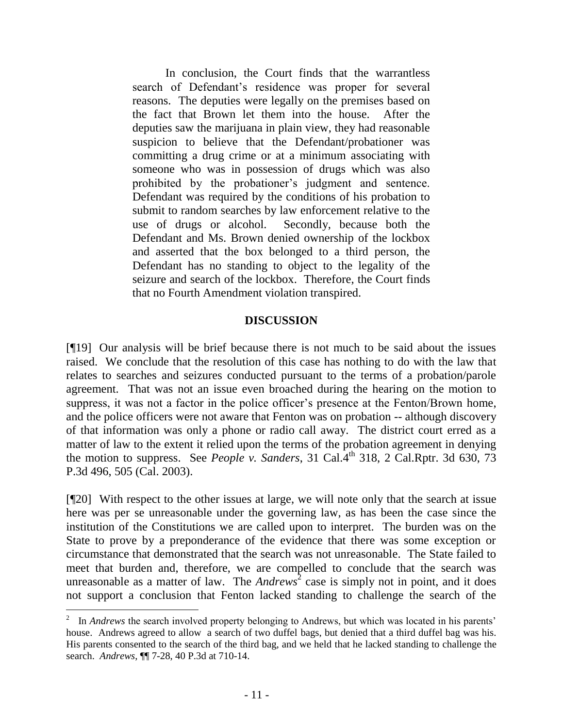> In conclusion, the Court finds that the warrantless search of Defendant's residence was proper for several reasons. The deputies were legally on the premises based on the fact that Brown let them into the house. After the deputies saw the marijuana in plain view, they had reasonable suspicion to believe that the Defendant/probationer was committing a drug crime or at a minimum associating with someone who was in possession of drugs which was also prohibited by the probationer's judgment and sentence. Defendant was required by the conditions of his probation to submit to random searches by law enforcement relative to the use of drugs or alcohol. Secondly, because both the Defendant and Ms. Brown denied ownership of the lockbox and asserted that the box belonged to a third person, the Defendant has no standing to object to the legality of the seizure and search of the lockbox. Therefore, the Court finds that no Fourth Amendment violation transpired.

## DISCUSSION

[¶19] Our analysis will be brief because there is not much to be said about the issues raised. We conclude that the resolution of this case has nothing to do with the law that relates to searches and seizures conducted pursuant to the terms of a probation/parole agreement. That was not an issue even broached during the hearing on the motion to suppress, it was not a factor in the police officer's presence at the Fenton/Brown home, and the police officers were not aware that Fenton was on probation -- although discovery of that information was only a phone or radio call away. The district court erred as a matter of law to the extent it relied upon the terms of the probation agreement in denying the motion to suppress. See *People v. Sanders*, 31 Cal.4th 318, 2 Cal.Rptr. 3d 630, 73 P.3d 496, 505 (Cal. 2003).

[¶20] With respect to the other issues at large, we will note only that the search at issue here was per se unreasonable under the governing law, as has been the case since the institution of the Constitutions we are called upon to interpret. The burden was on the State to prove by a preponderance of the evidence that there was some exception or circumstance that demonstrated that the search was not unreasonable. The State failed to meet that burden and, therefore, we are compelled to conclude that the search was unreasonable as a matter of law. The *Andrews*[2] case is simply not in point, and it does not support a conclusion that Fenton lacked standing to challenge the search of the

---

[2] In *Andrews* the search involved property belonging to Andrews, but which was located in his parents' house. Andrews agreed to allow a search of two duffel bags, but denied that a third duffel bag was his. His parents consented to the search of the third bag, and we held that he lacked standing to challenge the search. *Andrews*, ¶¶ 7-28, 40 P.3d at 710-14.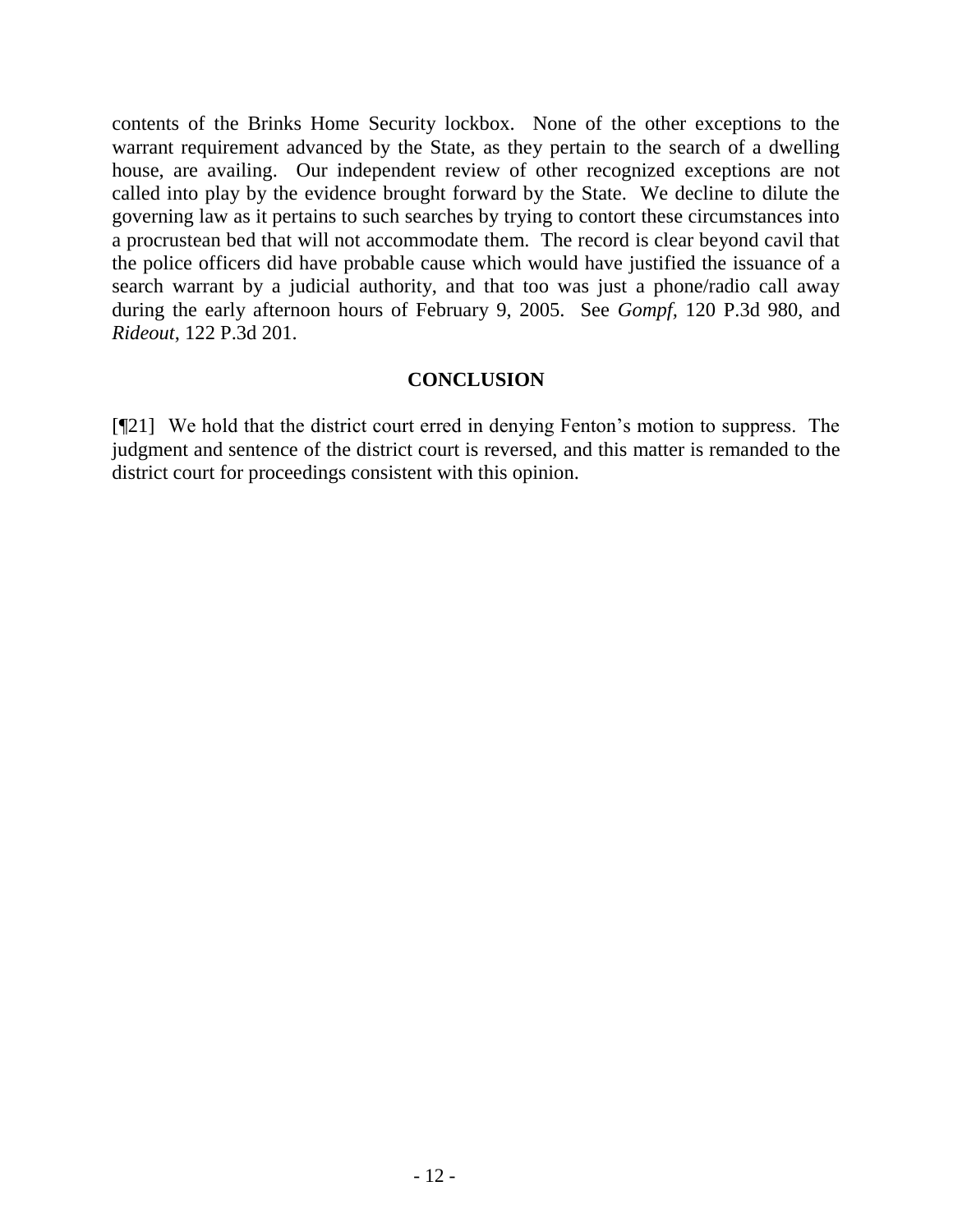contents of the Brinks Home Security lockbox. None of the other exceptions to the warrant requirement advanced by the State, as they pertain to the search of a dwelling house, are availing. Our independent review of other recognized exceptions are not called into play by the evidence brought forward by the State. We decline to dilute the governing law as it pertains to such searches by trying to contort these circumstances into a procrustean bed that will not accommodate them. The record is clear beyond cavil that the police officers did have probable cause which would have justified the issuance of a search warrant by a judicial authority, and that too was just a phone/radio call away during the early afternoon hours of February 9, 2005. See *Gompf*, 120 P.3d 980, and *Rideout*, 122 P.3d 201.

## CONCLUSION

[¶21] We hold that the district court erred in denying Fenton's motion to suppress. The judgment and sentence of the district court is reversed, and this matter is remanded to the district court for proceedings consistent with this opinion.